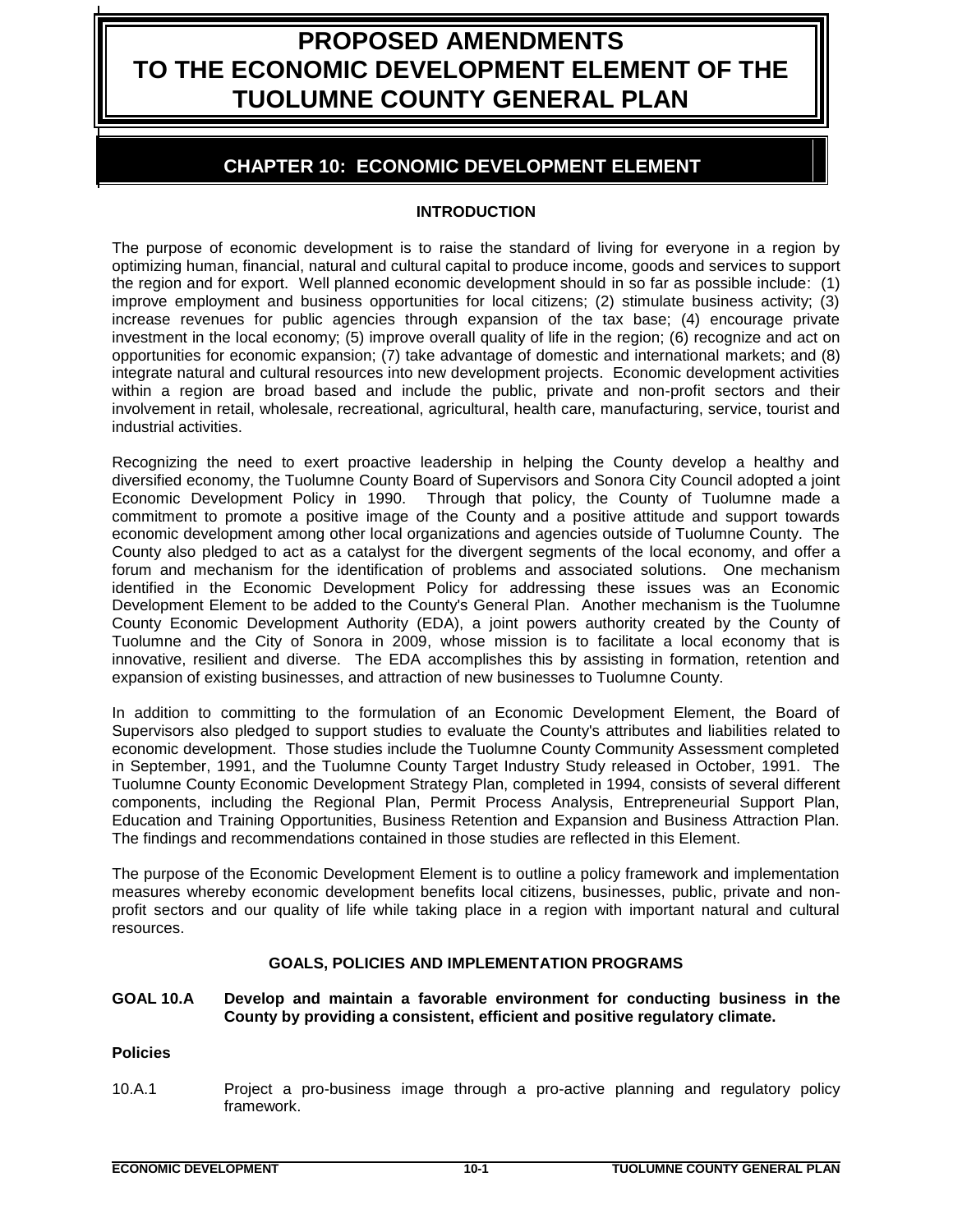# PROPOSED AMENDMENTS TO THE ECONOMIC DEVELOPMENT ELEMENT OF THE TUOLUMNE COUNTY GENERAL PLAN

## CHAPTER 10: ECONOMIC DEVELOPMENT ELEMENT

### INTRODUCTION

The purpose of economic development is to raise the standard of living for everyone in a region by optimizing human, financial, natural and cultural capital to produce income, goods and services to support the region and for export. Well planned economic development should in so far as possible include: (1) improve employment and business opportunities for local citizens; (2) stimulate business activity; (3) increase revenues for public agencies through expansion of the tax base; (4) encourage private investment in the local economy; (5) improve overall quality of life in the region; (6) recognize and act on opportunities for economic expansion; (7) take advantage of domestic and international markets; and (8) integrate natural and cultural resources into new development projects. Economic development activities within a region are broad based and include the public, private and non-profit sectors and their involvement in retail, wholesale, recreational, agricultural, health care, manufacturing, service, tourist and industrial activities.

Recognizing the need to exert proactive leadership in helping the County develop a healthy and diversified economy, the Tuolumne County Board of Supervisors and Sonora City Council adopted a joint Economic Development Policy in 1990. Through that policy, the County of Tuolumne made a commitment to promote a positive image of the County and a positive attitude and support towards economic development among other local organizations and agencies outside of Tuolumne County. The County also pledged to act as a catalyst for the divergent segments of the local economy, and offer a forum and mechanism for the identification of problems and associated solutions. One mechanism identified in the Economic Development Policy for addressing these issues was an Economic Development Element to be added to the County's General Plan. Another mechanism is the Tuolumne County Economic Development Authority (EDA), a joint powers authority created by the County of Tuolumne and the City of Sonora in 2009, whose mission is to facilitate a local economy that is innovative, resilient and diverse. The EDA accomplishes this by assisting in formation, retention and expansion of existing businesses, and attraction of new businesses to Tuolumne County.

In addition to committing to the formulation of an Economic Development Element, the Board of Supervisors also pledged to support studies to evaluate the County's attributes and liabilities related to economic development. Those studies include the Tuolumne County Community Assessment completed in September, 1991, and the Tuolumne County Target Industry Study released in October, 1991. The Tuolumne County Economic Development Strategy Plan, completed in 1994, consists of several different components, including the Regional Plan, Permit Process Analysis, Entrepreneurial Support Plan, Education and Training Opportunities, Business Retention and Expansion and Business Attraction Plan. The findings and recommendations contained in those studies are reflected in this Element.

The purpose of the Economic Development Element is to outline a policy framework and implementation measures whereby economic development benefits local citizens, businesses, public, private and non-profit sectors and our quality of life while taking place in a region with important natural and cultural resources.

### GOALS, POLICIES AND IMPLEMENTATION PROGRAMS

**GOAL 10.A Develop and maintain a favorable environment for conducting business in the County by providing a consistent, efficient and positive regulatory climate.**

**Policies**

10.A.1 Project a pro-business image through a pro-active planning and regulatory policy framework.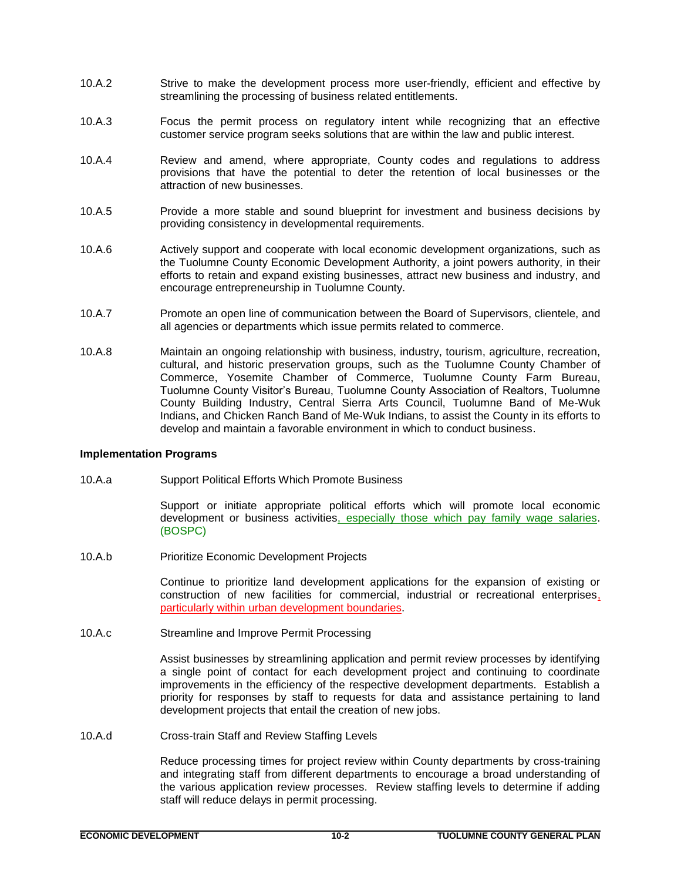10.A.2 Strive to make the development process more user-friendly, efficient and effective by streamlining the processing of business related entitlements.

10.A.3 Focus the permit process on regulatory intent while recognizing that an effective customer service program seeks solutions that are within the law and public interest.

10.A.4 Review and amend, where appropriate, County codes and regulations to address provisions that have the potential to deter the retention of local businesses or the attraction of new businesses.

10.A.5 Provide a more stable and sound blueprint for investment and business decisions by providing consistency in developmental requirements.

10.A.6 Actively support and cooperate with local economic development organizations, such as the Tuolumne County Economic Development Authority, a joint powers authority, in their efforts to retain and expand existing businesses, attract new business and industry, and encourage entrepreneurship in Tuolumne County.

10.A.7 Promote an open line of communication between the Board of Supervisors, clientele, and all agencies or departments which issue permits related to commerce.

10.A.8 Maintain an ongoing relationship with business, industry, tourism, agriculture, recreation, cultural, and historic preservation groups, such as the Tuolumne County Chamber of Commerce, Yosemite Chamber of Commerce, Tuolumne County Farm Bureau, Tuolumne County Visitor's Bureau, Tuolumne County Association of Realtors, Tuolumne County Building Industry, Central Sierra Arts Council, Tuolumne Band of Me-Wuk Indians, and Chicken Ranch Band of Me-Wuk Indians, to assist the County in its efforts to develop and maintain a favorable environment in which to conduct business.

**Implementation Programs**

10.A.a Support Political Efforts Which Promote Business

Support or initiate appropriate political efforts which will promote local economic development or business activities, especially those which pay family wage salaries. (BOSPC)

10.A.b Prioritize Economic Development Projects

Continue to prioritize land development applications for the expansion of existing or construction of new facilities for commercial, industrial or recreational enterprises, particularly within urban development boundaries.

10.A.c Streamline and Improve Permit Processing

Assist businesses by streamlining application and permit review processes by identifying a single point of contact for each development project and continuing to coordinate improvements in the efficiency of the respective development departments. Establish a priority for responses by staff to requests for data and assistance pertaining to land development projects that entail the creation of new jobs.

10.A.d Cross-train Staff and Review Staffing Levels

Reduce processing times for project review within County departments by cross-training and integrating staff from different departments to encourage a broad understanding of the various application review processes. Review staffing levels to determine if adding staff will reduce delays in permit processing.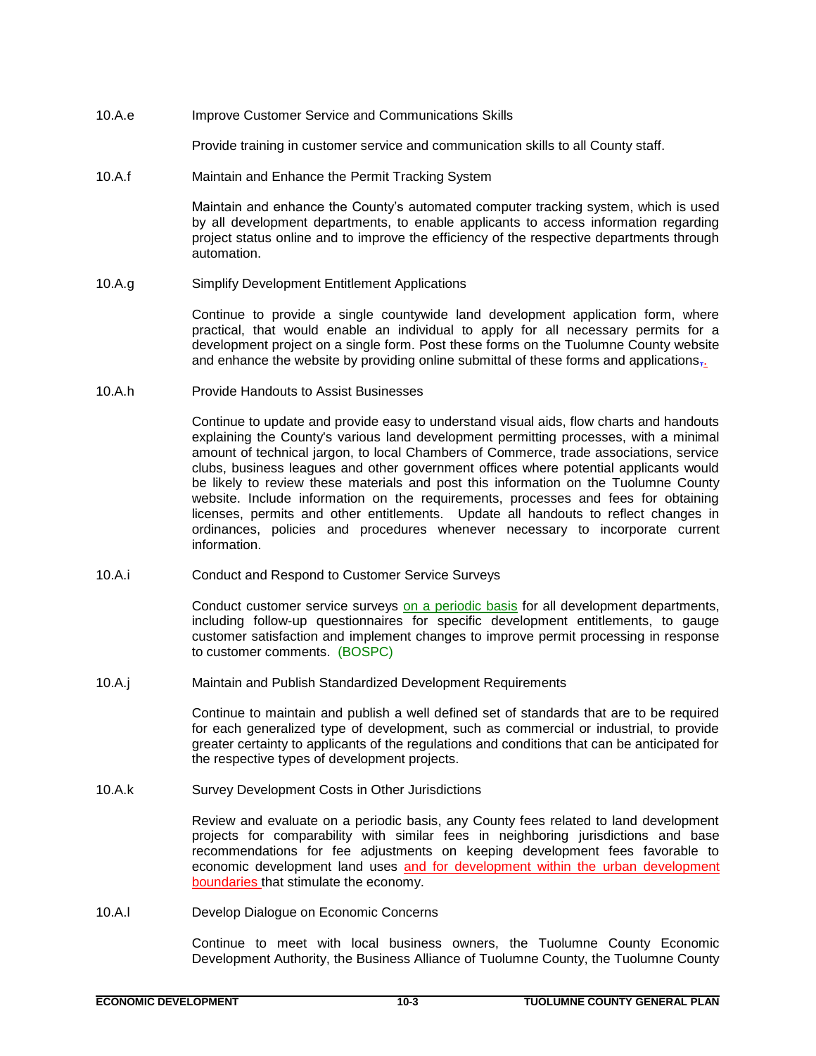10.A.e Improve Customer Service and Communications Skills

Provide training in customer service and communication skills to all County staff.

10.A.f Maintain and Enhance the Permit Tracking System

Maintain and enhance the County's automated computer tracking system, which is used by all development departments, to enable applicants to access information regarding project status online and to improve the efficiency of the respective departments through automation.

10.A.g Simplify Development Entitlement Applications

Continue to provide a single countywide land development application form, where practical, that would enable an individual to apply for all necessary permits for a development project on a single form. Post these forms on the Tuolumne County website and enhance the website by providing online submittal of these forms and applications,.

10.A.h Provide Handouts to Assist Businesses

Continue to update and provide easy to understand visual aids, flow charts and handouts explaining the County's various land development permitting processes, with a minimal amount of technical jargon, to local Chambers of Commerce, trade associations, service clubs, business leagues and other government offices where potential applicants would be likely to review these materials and post this information on the Tuolumne County website. Include information on the requirements, processes and fees for obtaining licenses, permits and other entitlements. Update all handouts to reflect changes in ordinances, policies and procedures whenever necessary to incorporate current information.

10.A.i Conduct and Respond to Customer Service Surveys

Conduct customer service surveys on a periodic basis for all development departments, including follow-up questionnaires for specific development entitlements, to gauge customer satisfaction and implement changes to improve permit processing in response to customer comments. (BOSPC)

10.A.j Maintain and Publish Standardized Development Requirements

Continue to maintain and publish a well defined set of standards that are to be required for each generalized type of development, such as commercial or industrial, to provide greater certainty to applicants of the regulations and conditions that can be anticipated for the respective types of development projects.

10.A.k Survey Development Costs in Other Jurisdictions

Review and evaluate on a periodic basis, any County fees related to land development projects for comparability with similar fees in neighboring jurisdictions and base recommendations for fee adjustments on keeping development fees favorable to economic development land uses and for development within the urban development boundaries that stimulate the economy.

10.A.l Develop Dialogue on Economic Concerns

Continue to meet with local business owners, the Tuolumne County Economic Development Authority, the Business Alliance of Tuolumne County, the Tuolumne County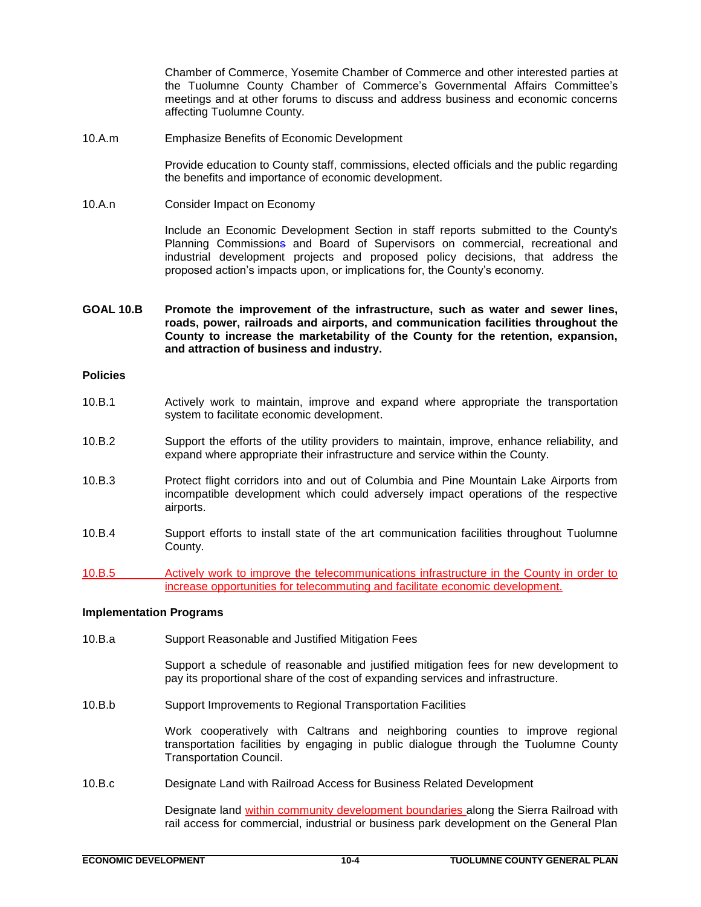Chamber of Commerce, Yosemite Chamber of Commerce and other interested parties at the Tuolumne County Chamber of Commerce's Governmental Affairs Committee's meetings and at other forums to discuss and address business and economic concerns affecting Tuolumne County.

10.A.m Emphasize Benefits of Economic Development

Provide education to County staff, commissions, elected officials and the public regarding the benefits and importance of economic development.

10.A.n Consider Impact on Economy

Include an Economic Development Section in staff reports submitted to the County's Planning Commissions and Board of Supervisors on commercial, recreational and industrial development projects and proposed policy decisions, that address the proposed action's impacts upon, or implications for, the County's economy.

**GOAL 10.B Promote the improvement of the infrastructure, such as water and sewer lines, roads, power, railroads and airports, and communication facilities throughout the County to increase the marketability of the County for the retention, expansion, and attraction of business and industry.**

**Policies**

10.B.1 Actively work to maintain, improve and expand where appropriate the transportation system to facilitate economic development.

10.B.2 Support the efforts of the utility providers to maintain, improve, enhance reliability, and expand where appropriate their infrastructure and service within the County.

10.B.3 Protect flight corridors into and out of Columbia and Pine Mountain Lake Airports from incompatible development which could adversely impact operations of the respective airports.

10.B.4 Support efforts to install state of the art communication facilities throughout Tuolumne County.

10.B.5 Actively work to improve the telecommunications infrastructure in the County in order to increase opportunities for telecommuting and facilitate economic development.

**Implementation Programs**

10.B.a Support Reasonable and Justified Mitigation Fees

Support a schedule of reasonable and justified mitigation fees for new development to pay its proportional share of the cost of expanding services and infrastructure.

10.B.b Support Improvements to Regional Transportation Facilities

Work cooperatively with Caltrans and neighboring counties to improve regional transportation facilities by engaging in public dialogue through the Tuolumne County Transportation Council.

10.B.c Designate Land with Railroad Access for Business Related Development

Designate land within community development boundaries along the Sierra Railroad with rail access for commercial, industrial or business park development on the General Plan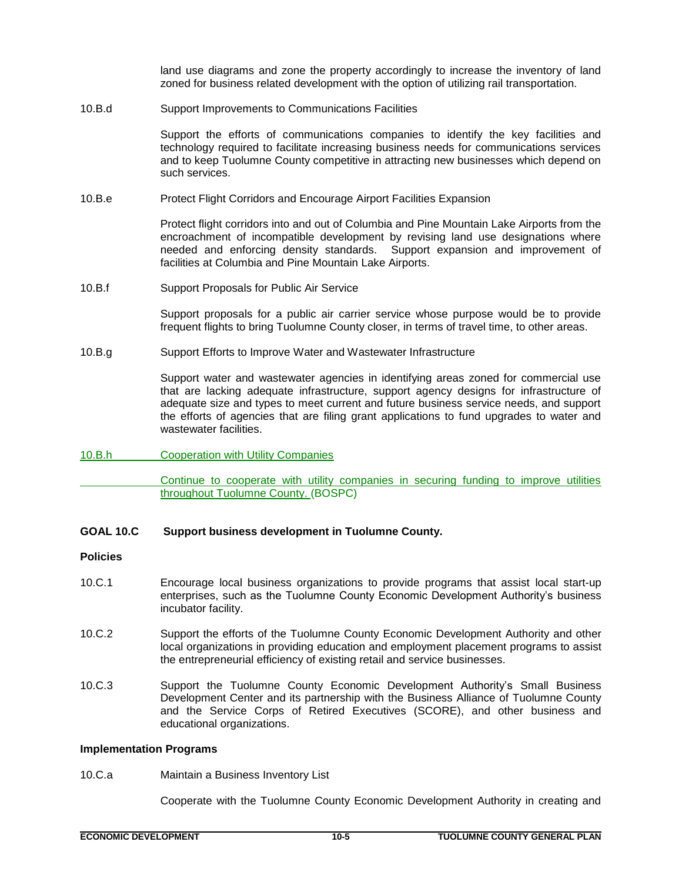land use diagrams and zone the property accordingly to increase the inventory of land zoned for business related development with the option of utilizing rail transportation.

10.B.d Support Improvements to Communications Facilities

Support the efforts of communications companies to identify the key facilities and technology required to facilitate increasing business needs for communications services and to keep Tuolumne County competitive in attracting new businesses which depend on such services.

10.B.e Protect Flight Corridors and Encourage Airport Facilities Expansion

Protect flight corridors into and out of Columbia and Pine Mountain Lake Airports from the encroachment of incompatible development by revising land use designations where needed and enforcing density standards. Support expansion and improvement of facilities at Columbia and Pine Mountain Lake Airports.

10.B.f Support Proposals for Public Air Service

Support proposals for a public air carrier service whose purpose would be to provide frequent flights to bring Tuolumne County closer, in terms of travel time, to other areas.

10.B.g Support Efforts to Improve Water and Wastewater Infrastructure

Support water and wastewater agencies in identifying areas zoned for commercial use that are lacking adequate infrastructure, support agency designs for infrastructure of adequate size and types to meet current and future business service needs, and support the efforts of agencies that are filing grant applications to fund upgrades to water and wastewater facilities.

10.B.h Cooperation with Utility Companies

Continue to cooperate with utility companies in securing funding to improve utilities throughout Tuolumne County. (BOSPC)

**GOAL 10.C Support business development in Tuolumne County.**

**Policies**

10.C.1 Encourage local business organizations to provide programs that assist local start-up enterprises, such as the Tuolumne County Economic Development Authority's business incubator facility.

10.C.2 Support the efforts of the Tuolumne County Economic Development Authority and other local organizations in providing education and employment placement programs to assist the entrepreneurial efficiency of existing retail and service businesses.

10.C.3 Support the Tuolumne County Economic Development Authority's Small Business Development Center and its partnership with the Business Alliance of Tuolumne County and the Service Corps of Retired Executives (SCORE), and other business and educational organizations.

**Implementation Programs**

10.C.a Maintain a Business Inventory List

Cooperate with the Tuolumne County Economic Development Authority in creating and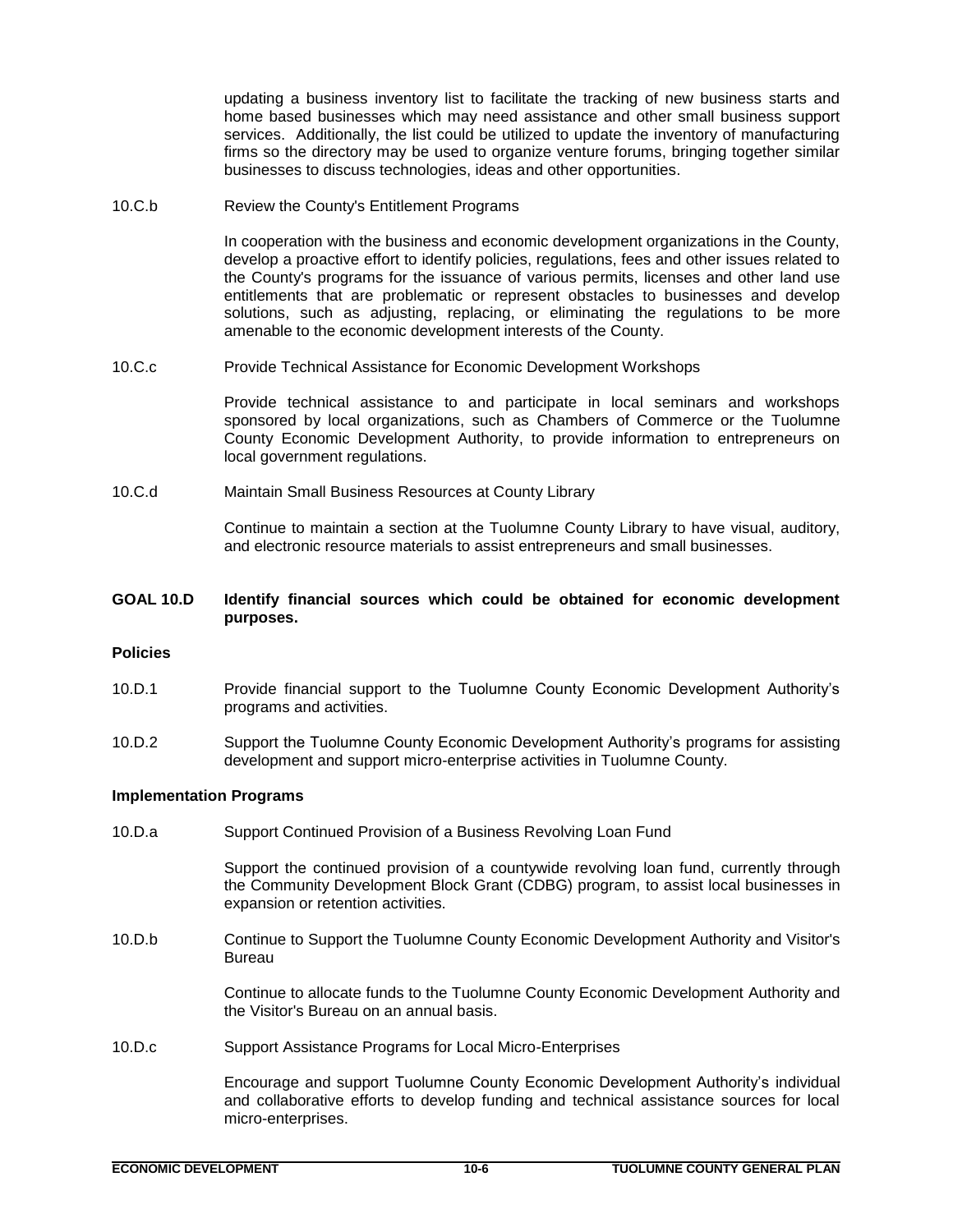updating a business inventory list to facilitate the tracking of new business starts and home based businesses which may need assistance and other small business support services. Additionally, the list could be utilized to update the inventory of manufacturing firms so the directory may be used to organize venture forums, bringing together similar businesses to discuss technologies, ideas and other opportunities.

10.C.b Review the County's Entitlement Programs

In cooperation with the business and economic development organizations in the County, develop a proactive effort to identify policies, regulations, fees and other issues related to the County's programs for the issuance of various permits, licenses and other land use entitlements that are problematic or represent obstacles to businesses and develop solutions, such as adjusting, replacing, or eliminating the regulations to be more amenable to the economic development interests of the County.

10.C.c Provide Technical Assistance for Economic Development Workshops

Provide technical assistance to and participate in local seminars and workshops sponsored by local organizations, such as Chambers of Commerce or the Tuolumne County Economic Development Authority, to provide information to entrepreneurs on local government regulations.

10.C.d Maintain Small Business Resources at County Library

Continue to maintain a section at the Tuolumne County Library to have visual, auditory, and electronic resource materials to assist entrepreneurs and small businesses.

**GOAL 10.D Identify financial sources which could be obtained for economic development purposes.**

**Policies**

10.D.1 Provide financial support to the Tuolumne County Economic Development Authority's programs and activities.

10.D.2 Support the Tuolumne County Economic Development Authority's programs for assisting development and support micro-enterprise activities in Tuolumne County.

**Implementation Programs**

10.D.a Support Continued Provision of a Business Revolving Loan Fund

Support the continued provision of a countywide revolving loan fund, currently through the Community Development Block Grant (CDBG) program, to assist local businesses in expansion or retention activities.

10.D.b Continue to Support the Tuolumne County Economic Development Authority and Visitor's Bureau

Continue to allocate funds to the Tuolumne County Economic Development Authority and the Visitor's Bureau on an annual basis.

10.D.c Support Assistance Programs for Local Micro-Enterprises

Encourage and support Tuolumne County Economic Development Authority's individual and collaborative efforts to develop funding and technical assistance sources for local micro-enterprises.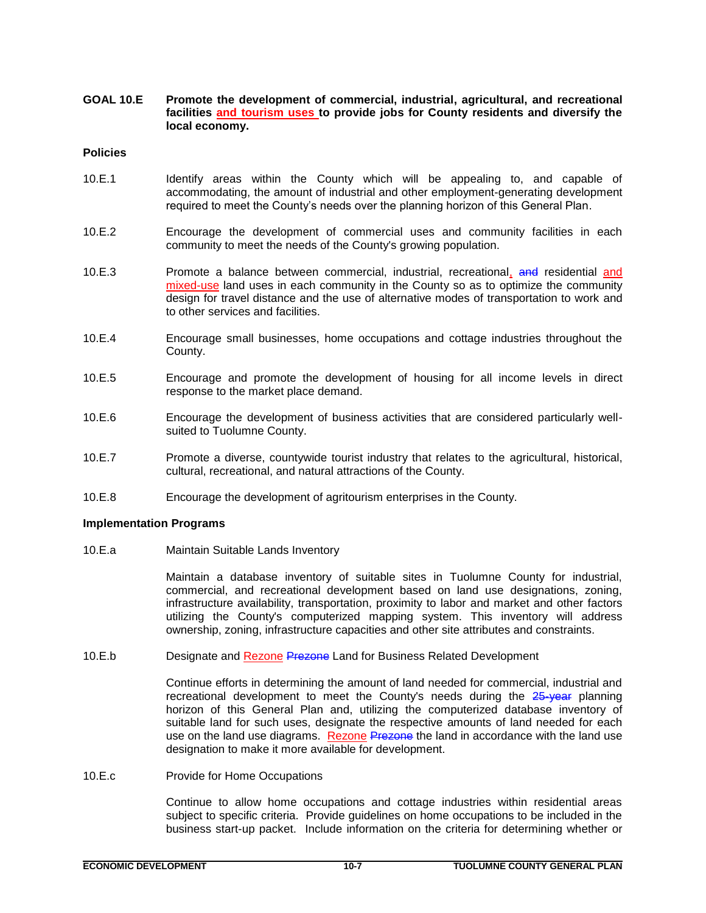**GOAL 10.E Promote the development of commercial, industrial, agricultural, and recreational facilities and tourism uses to provide jobs for County residents and diversify the local economy.**

**Policies**

10.E.1 Identify areas within the County which will be appealing to, and capable of accommodating, the amount of industrial and other employment-generating development required to meet the County's needs over the planning horizon of this General Plan.

10.E.2 Encourage the development of commercial uses and community facilities in each community to meet the needs of the County's growing population.

10.E.3 Promote a balance between commercial, industrial, recreational, ~~and~~ residential and mixed-use land uses in each community in the County so as to optimize the community design for travel distance and the use of alternative modes of transportation to work and to other services and facilities.

10.E.4 Encourage small businesses, home occupations and cottage industries throughout the County.

10.E.5 Encourage and promote the development of housing for all income levels in direct response to the market place demand.

10.E.6 Encourage the development of business activities that are considered particularly well-suited to Tuolumne County.

10.E.7 Promote a diverse, countywide tourist industry that relates to the agricultural, historical, cultural, recreational, and natural attractions of the County.

10.E.8 Encourage the development of agritourism enterprises in the County.

**Implementation Programs**

10.E.a Maintain Suitable Lands Inventory

Maintain a database inventory of suitable sites in Tuolumne County for industrial, commercial, and recreational development based on land use designations, zoning, infrastructure availability, transportation, proximity to labor and market and other factors utilizing the County's computerized mapping system. This inventory will address ownership, zoning, infrastructure capacities and other site attributes and constraints.

10.E.b Designate and Rezone ~~Prezone~~ Land for Business Related Development

Continue efforts in determining the amount of land needed for commercial, industrial and recreational development to meet the County's needs during the ~~25-year~~ planning horizon of this General Plan and, utilizing the computerized database inventory of suitable land for such uses, designate the respective amounts of land needed for each use on the land use diagrams. Rezone ~~Prezone~~ the land in accordance with the land use designation to make it more available for development.

10.E.c Provide for Home Occupations

Continue to allow home occupations and cottage industries within residential areas subject to specific criteria. Provide guidelines on home occupations to be included in the business start-up packet. Include information on the criteria for determining whether or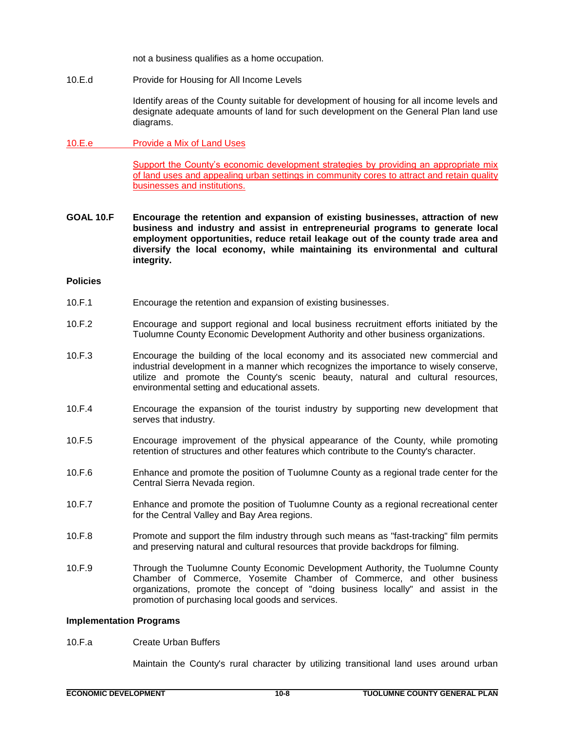not a business qualifies as a home occupation.

10.E.d Provide for Housing for All Income Levels

Identify areas of the County suitable for development of housing for all income levels and designate adequate amounts of land for such development on the General Plan land use diagrams.

10.E.e Provide a Mix of Land Uses

Support the County's economic development strategies by providing an appropriate mix of land uses and appealing urban settings in community cores to attract and retain quality businesses and institutions.

**GOAL 10.F Encourage the retention and expansion of existing businesses, attraction of new business and industry and assist in entrepreneurial programs to generate local employment opportunities, reduce retail leakage out of the county trade area and diversify the local economy, while maintaining its environmental and cultural integrity.**

**Policies**

10.F.1 Encourage the retention and expansion of existing businesses.

10.F.2 Encourage and support regional and local business recruitment efforts initiated by the Tuolumne County Economic Development Authority and other business organizations.

10.F.3 Encourage the building of the local economy and its associated new commercial and industrial development in a manner which recognizes the importance to wisely conserve, utilize and promote the County's scenic beauty, natural and cultural resources, environmental setting and educational assets.

10.F.4 Encourage the expansion of the tourist industry by supporting new development that serves that industry.

10.F.5 Encourage improvement of the physical appearance of the County, while promoting retention of structures and other features which contribute to the County's character.

10.F.6 Enhance and promote the position of Tuolumne County as a regional trade center for the Central Sierra Nevada region.

10.F.7 Enhance and promote the position of Tuolumne County as a regional recreational center for the Central Valley and Bay Area regions.

10.F.8 Promote and support the film industry through such means as "fast-tracking" film permits and preserving natural and cultural resources that provide backdrops for filming.

10.F.9 Through the Tuolumne County Economic Development Authority, the Tuolumne County Chamber of Commerce, Yosemite Chamber of Commerce, and other business organizations, promote the concept of "doing business locally" and assist in the promotion of purchasing local goods and services.

**Implementation Programs**

10.F.a Create Urban Buffers

Maintain the County's rural character by utilizing transitional land uses around urban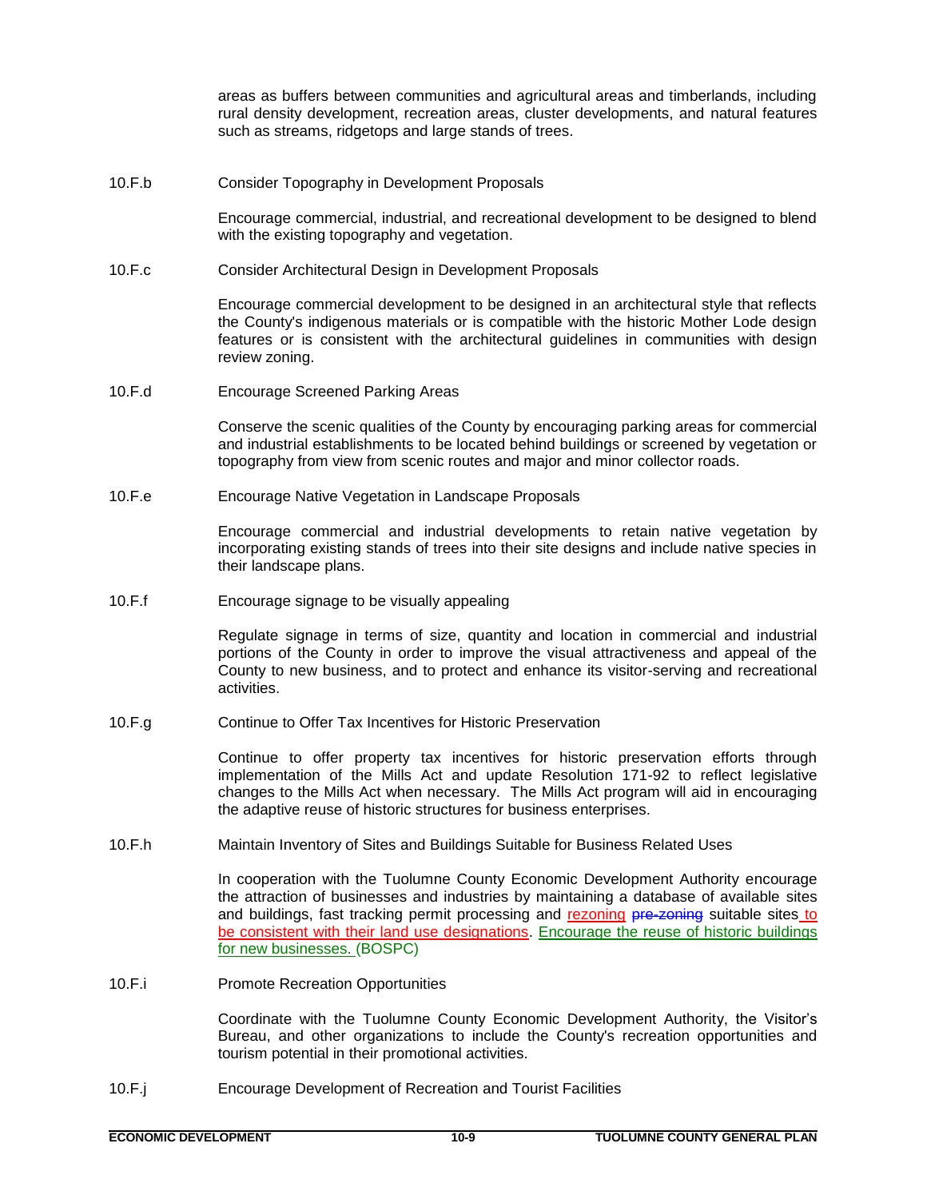areas as buffers between communities and agricultural areas and timberlands, including rural density development, recreation areas, cluster developments, and natural features such as streams, ridgetops and large stands of trees.

10.F.b Consider Topography in Development Proposals

Encourage commercial, industrial, and recreational development to be designed to blend with the existing topography and vegetation.

10.F.c Consider Architectural Design in Development Proposals

Encourage commercial development to be designed in an architectural style that reflects the County's indigenous materials or is compatible with the historic Mother Lode design features or is consistent with the architectural guidelines in communities with design review zoning.

10.F.d Encourage Screened Parking Areas

Conserve the scenic qualities of the County by encouraging parking areas for commercial and industrial establishments to be located behind buildings or screened by vegetation or topography from view from scenic routes and major and minor collector roads.

10.F.e Encourage Native Vegetation in Landscape Proposals

Encourage commercial and industrial developments to retain native vegetation by incorporating existing stands of trees into their site designs and include native species in their landscape plans.

10.F.f Encourage signage to be visually appealing

Regulate signage in terms of size, quantity and location in commercial and industrial portions of the County in order to improve the visual attractiveness and appeal of the County to new business, and to protect and enhance its visitor-serving and recreational activities.

10.F.g Continue to Offer Tax Incentives for Historic Preservation

Continue to offer property tax incentives for historic preservation efforts through implementation of the Mills Act and update Resolution 171-92 to reflect legislative changes to the Mills Act when necessary. The Mills Act program will aid in encouraging the adaptive reuse of historic structures for business enterprises.

10.F.h Maintain Inventory of Sites and Buildings Suitable for Business Related Uses

In cooperation with the Tuolumne County Economic Development Authority encourage the attraction of businesses and industries by maintaining a database of available sites and buildings, fast tracking permit processing and rezoning ~~pre-zoning~~ suitable sites to be consistent with their land use designations. Encourage the reuse of historic buildings for new businesses. (BOSPC)

10.F.i Promote Recreation Opportunities

Coordinate with the Tuolumne County Economic Development Authority, the Visitor's Bureau, and other organizations to include the County's recreation opportunities and tourism potential in their promotional activities.

10.F.j Encourage Development of Recreation and Tourist Facilities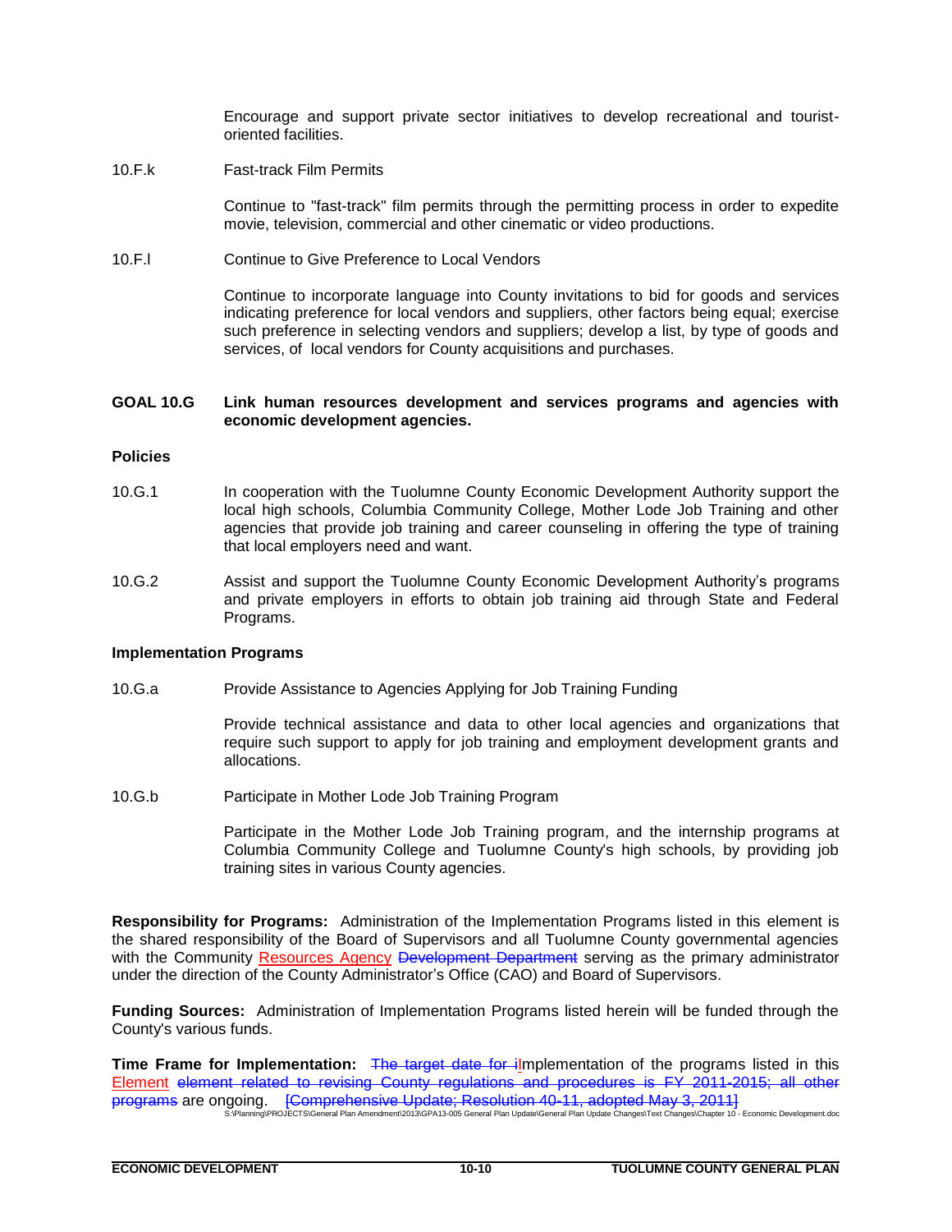Encourage and support private sector initiatives to develop recreational and tourist-oriented facilities.

10.F.k Fast-track Film Permits

Continue to "fast-track" film permits through the permitting process in order to expedite movie, television, commercial and other cinematic or video productions.

10.F.l Continue to Give Preference to Local Vendors

Continue to incorporate language into County invitations to bid for goods and services indicating preference for local vendors and suppliers, other factors being equal; exercise such preference in selecting vendors and suppliers; develop a list, by type of goods and services, of local vendors for County acquisitions and purchases.

**GOAL 10.G Link human resources development and services programs and agencies with economic development agencies.**

**Policies**

10.G.1 In cooperation with the Tuolumne County Economic Development Authority support the local high schools, Columbia Community College, Mother Lode Job Training and other agencies that provide job training and career counseling in offering the type of training that local employers need and want.

10.G.2 Assist and support the Tuolumne County Economic Development Authority's programs and private employers in efforts to obtain job training aid through State and Federal Programs.

**Implementation Programs**

10.G.a Provide Assistance to Agencies Applying for Job Training Funding

Provide technical assistance and data to other local agencies and organizations that require such support to apply for job training and employment development grants and allocations.

10.G.b Participate in Mother Lode Job Training Program

Participate in the Mother Lode Job Training program, and the internship programs at Columbia Community College and Tuolumne County's high schools, by providing job training sites in various County agencies.

**Responsibility for Programs:** Administration of the Implementation Programs listed in this element is the shared responsibility of the Board of Supervisors and all Tuolumne County governmental agencies with the Community Resources Agency ~~Development Department~~ serving as the primary administrator under the direction of the County Administrator's Office (CAO) and Board of Supervisors.

**Funding Sources:** Administration of Implementation Programs listed herein will be funded through the County's various funds.

**Time Frame for Implementation:** ~~The target date for i~~Implementation of the programs listed in this Element ~~element related to revising County regulations and procedures is FY 2011-2015; all other programs~~ are ongoing. ~~[Comprehensive Update; Resolution 40-11, adopted May 3, 2011]~~

S:\Planning\PROJECTS\General Plan Amendment\2013\GPA13-005 General Plan Update\General Plan Update Changes\Text Changes\Chapter 10 - Economic Development.doc